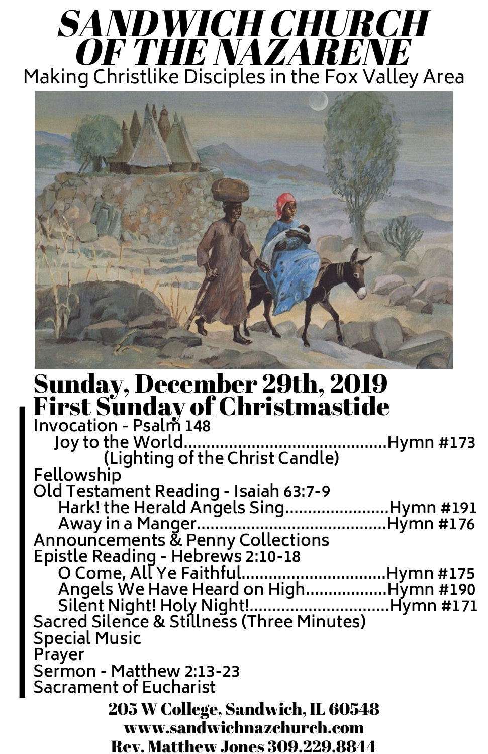# SANDWICH CHURCH OF THE NAZARENE

Making Christlike Disciples in the Fox Valley Area

## Sunday, December 29th, 2019
## First Sunday of Christmastide

Invocation - Psalm 148

- Joy to the World..........................................Hymn #173
  - (Lighting of the Christ Candle)

Fellowship

Old Testament Reading - Isaiah 63:7-9

- Hark! the Herald Angels Sing......................Hymn #191
- Away in a Manger........................................Hymn #176

Announcements & Penny Collections

Epistle Reading - Hebrews 2:10-18

- O Come, All Ye Faithful..............................Hymn #175
- Angels We Have Heard on High..................Hymn #190
- Silent Night! Holy Night!............................Hymn #171

Sacred Silence & Stillness (Three Minutes)

Special Music

Prayer

Sermon - Matthew 2:13-23

Sacrament of Eucharist

**205 W College, Sandwich, IL 60548**
**www.sandwichnazchurch.com**
**Rev. Matthew Jones 309.229.8844**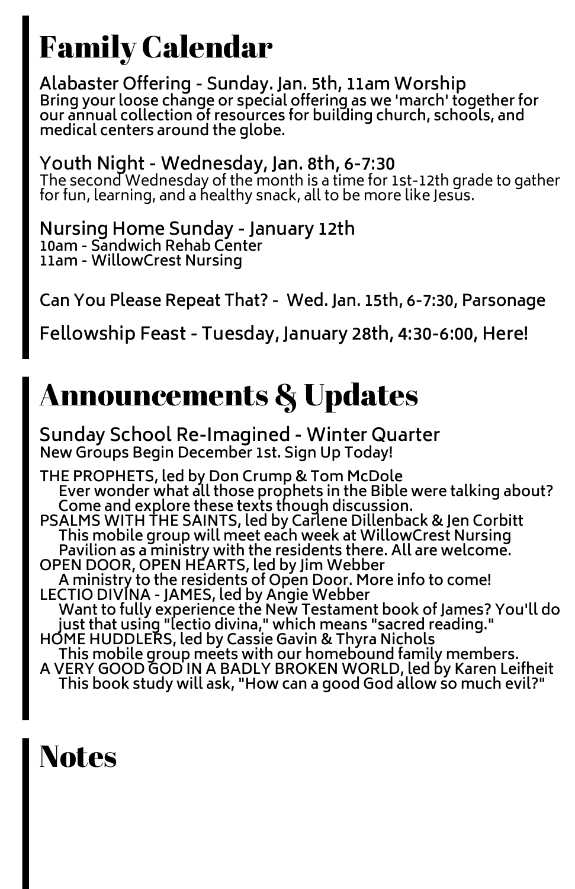# Family Calendar

### Alabaster Offering - Sunday. Jan. 5th, 11am Worship

Bring your loose change or special offering as we 'march' together for our annual collection of resources for building church, schools, and medical centers around the globe.

### Youth Night - Wednesday, Jan. 8th, 6-7:30

The second Wednesday of the month is a time for 1st-12th grade to gather for fun, learning, and a healthy snack, all to be more like Jesus.

### Nursing Home Sunday - January 12th

10am - Sandwich Rehab Center
11am - WillowCrest Nursing

Can You Please Repeat That? - Wed. Jan. 15th, 6-7:30, Parsonage

Fellowship Feast - Tuesday, January 28th, 4:30-6:00, Here!

# Announcements & Updates

### Sunday School Re-Imagined - Winter Quarter

New Groups Begin December 1st. Sign Up Today!

THE PROPHETS, led by Don Crump & Tom McDole
Ever wonder what all those prophets in the Bible were talking about? Come and explore these texts though discussion.

PSALMS WITH THE SAINTS, led by Carlene Dillenback & Jen Corbitt
This mobile group will meet each week at WillowCrest Nursing Pavilion as a ministry with the residents there. All are welcome.

OPEN DOOR, OPEN HEARTS, led by Jim Webber
A ministry to the residents of Open Door. More info to come!

LECTIO DIVINA - JAMES, led by Angie Webber
Want to fully experience the New Testament book of James? You'll do just that using "lectio divina," which means "sacred reading."

HOME HUDDLERS, led by Cassie Gavin & Thyra Nichols
This mobile group meets with our homebound family members.

A VERY GOOD GOD IN A BADLY BROKEN WORLD, led by Karen Leifheit
This book study will ask, "How can a good God allow so much evil?"

# Notes